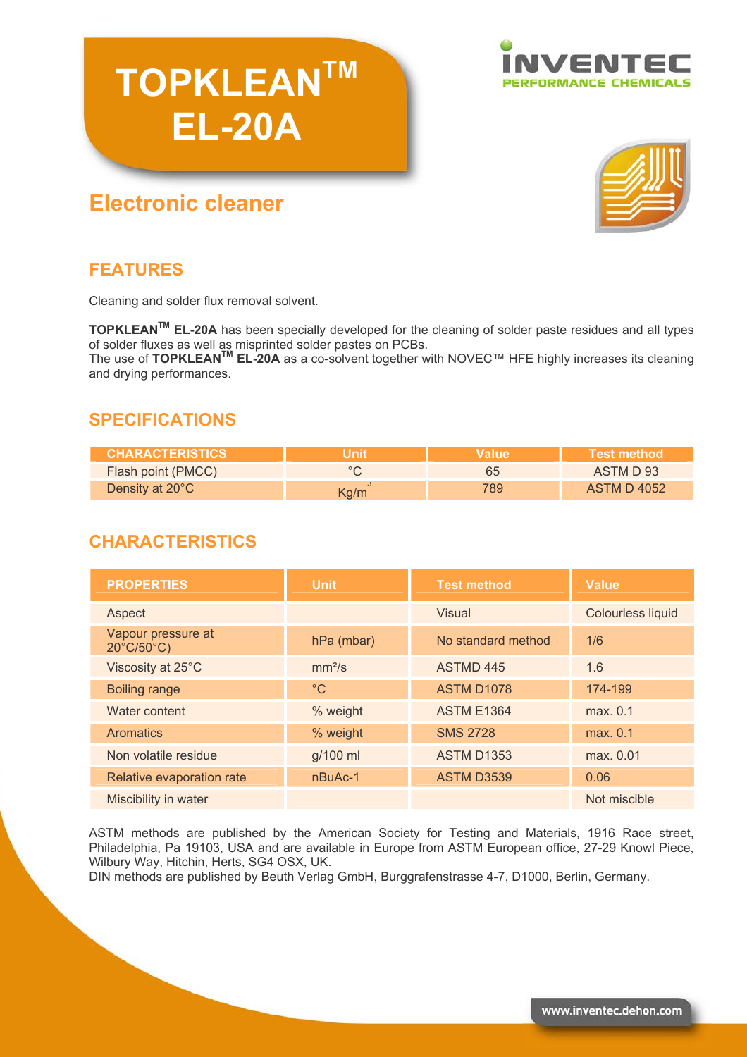# TOPKLEAN™ EL-20A

INVENTEC PERFORMANCE CHEMICALS

## Electronic cleaner

## FEATURES

Cleaning and solder flux removal solvent.

**TOPKLEAN™ EL-20A** has been specially developed for the cleaning of solder paste residues and all types of solder fluxes as well as misprinted solder pastes on PCBs.
The use of **TOPKLEAN™ EL-20A** as a co-solvent together with NOVEC™ HFE highly increases its cleaning and drying performances.

## SPECIFICATIONS

| CHARACTERISTICS | Unit | Value | Test method |
|---|---|---|---|
| Flash point (PMCC) | °C | 65 | ASTM D 93 |
| Density at 20°C | Kg/m$^3$ | 789 | ASTM D 4052 |

## CHARACTERISTICS

| PROPERTIES | Unit | Test method | Value |
|---|---|---|---|
| Aspect | | Visual | Colourless liquid |
| Vapour pressure at 20°C/50°C) | hPa (mbar) | No standard method | 1/6 |
| Viscosity at 25°C | mm²/s | ASTMD 445 | 1.6 |
| Boiling range | °C | ASTM D1078 | 174-199 |
| Water content | % weight | ASTM E1364 | max. 0.1 |
| Aromatics | % weight | SMS 2728 | max. 0.1 |
| Non volatile residue | g/100 ml | ASTM D1353 | max. 0.01 |
| Relative evaporation rate | nBuAc-1 | ASTM D3539 | 0.06 |
| Miscibility in water | | | Not miscible |

ASTM methods are published by the American Society for Testing and Materials, 1916 Race street, Philadelphia, Pa 19103, USA and are available in Europe from ASTM European office, 27-29 Knowl Piece, Wilbury Way, Hitchin, Herts, SG4 OSX, UK.
DIN methods are published by Beuth Verlag GmbH, Burggrafenstrasse 4-7, D1000, Berlin, Germany.

www.inventec.dehon.com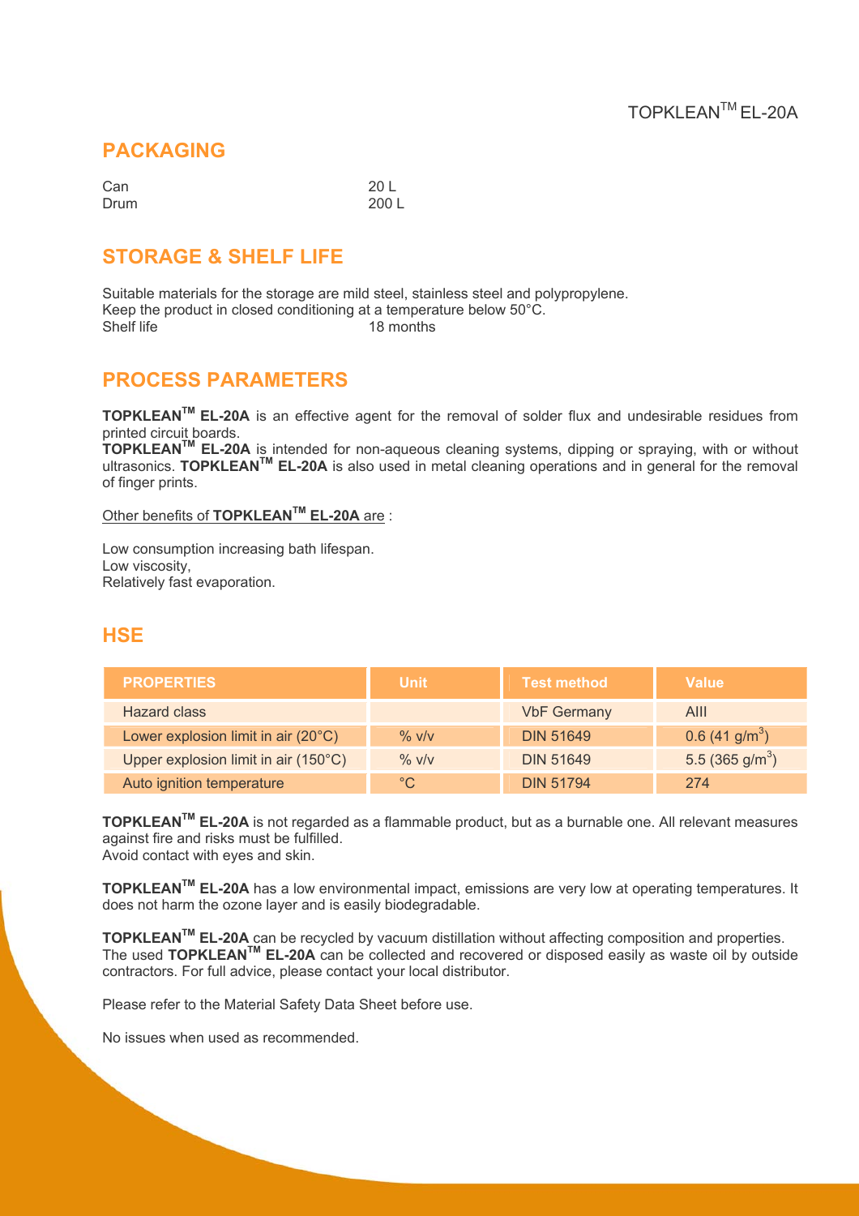## PACKAGING

| | |
|---|---|
| Can | 20 L |
| Drum | 200 L |

## STORAGE & SHELF LIFE

Suitable materials for the storage are mild steel, stainless steel and polypropylene.
Keep the product in closed conditioning at a temperature below 50°C.
Shelf life 18 months

## PROCESS PARAMETERS

**TOPKLEAN™ EL-20A** is an effective agent for the removal of solder flux and undesirable residues from printed circuit boards.
**TOPKLEAN™ EL-20A** is intended for non-aqueous cleaning systems, dipping or spraying, with or without ultrasonics. **TOPKLEAN™ EL-20A** is also used in metal cleaning operations and in general for the removal of finger prints.

Other benefits of **TOPKLEAN™ EL-20A** are :

Low consumption increasing bath lifespan.
Low viscosity,
Relatively fast evaporation.

## HSE

| PROPERTIES | Unit | Test method | Value |
|---|---|---|---|
| Hazard class | | VbF Germany | AIII |
| Lower explosion limit in air (20°C) | % v/v | DIN 51649 | 0.6 (41 $g/m^3$) |
| Upper explosion limit in air (150°C) | % v/v | DIN 51649 | 5.5 (365 $g/m^3$) |
| Auto ignition temperature | °C | DIN 51794 | 274 |

**TOPKLEAN™ EL-20A** is not regarded as a flammable product, but as a burnable one. All relevant measures against fire and risks must be fulfilled.
Avoid contact with eyes and skin.

**TOPKLEAN™ EL-20A** has a low environmental impact, emissions are very low at operating temperatures. It does not harm the ozone layer and is easily biodegradable.

**TOPKLEAN™ EL-20A** can be recycled by vacuum distillation without affecting composition and properties.
The used **TOPKLEAN™ EL-20A** can be collected and recovered or disposed easily as waste oil by outside contractors. For full advice, please contact your local distributor.

Please refer to the Material Safety Data Sheet before use.

No issues when used as recommended.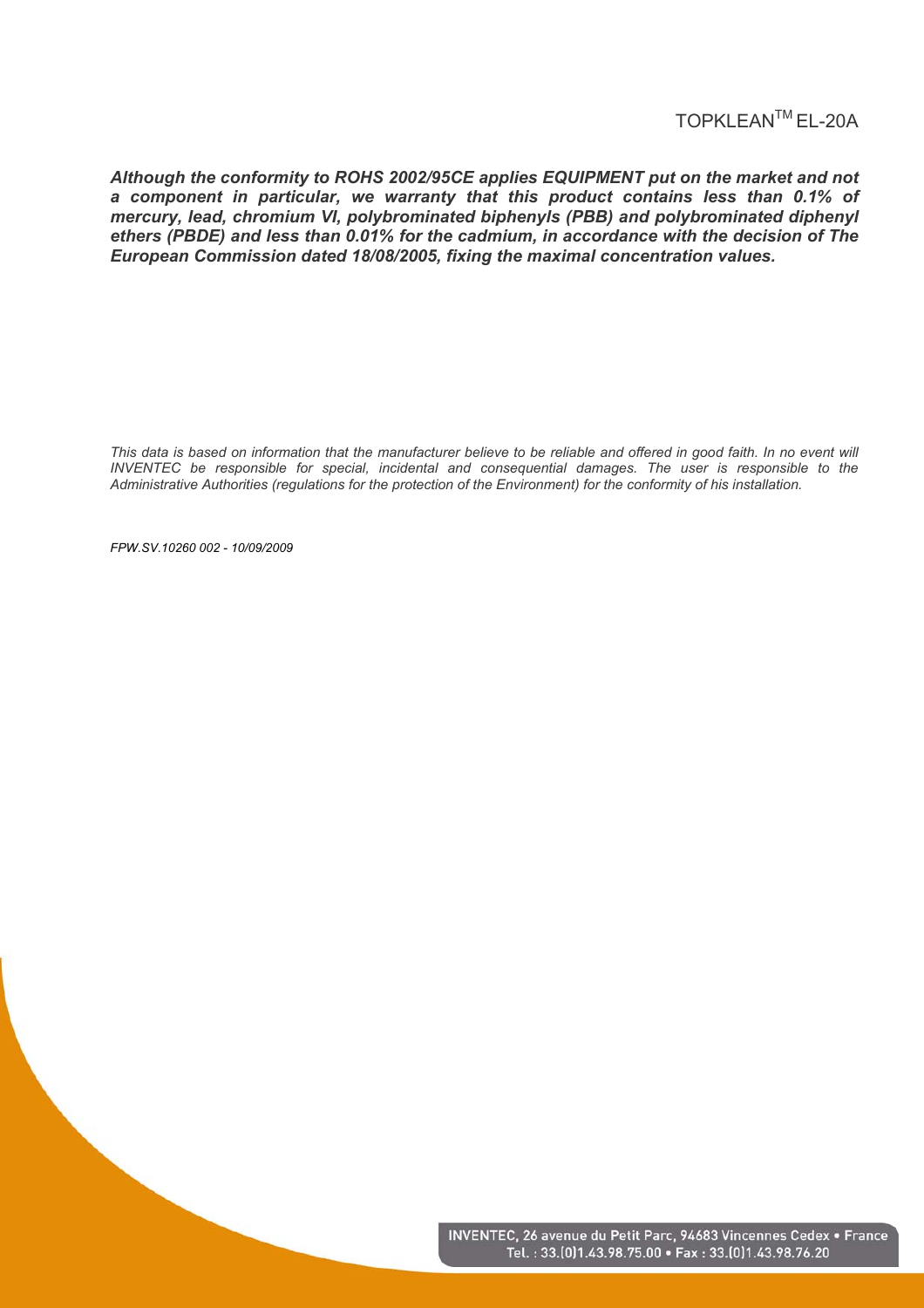***Although the conformity to ROHS 2002/95CE applies EQUIPMENT put on the market and not a component in particular, we warranty that this product contains less than 0.1% of mercury, lead, chromium VI, polybrominated biphenyls (PBB) and polybrominated diphenyl ethers (PBDE) and less than 0.01% for the cadmium, in accordance with the decision of The European Commission dated 18/08/2005, fixing the maximal concentration values.***

*This data is based on information that the manufacturer believe to be reliable and offered in good faith. In no event will INVENTEC be responsible for special, incidental and consequential damages. The user is responsible to the Administrative Authorities (regulations for the protection of the Environment) for the conformity of his installation.*

*FPW.SV.10260 002 - 10/09/2009*